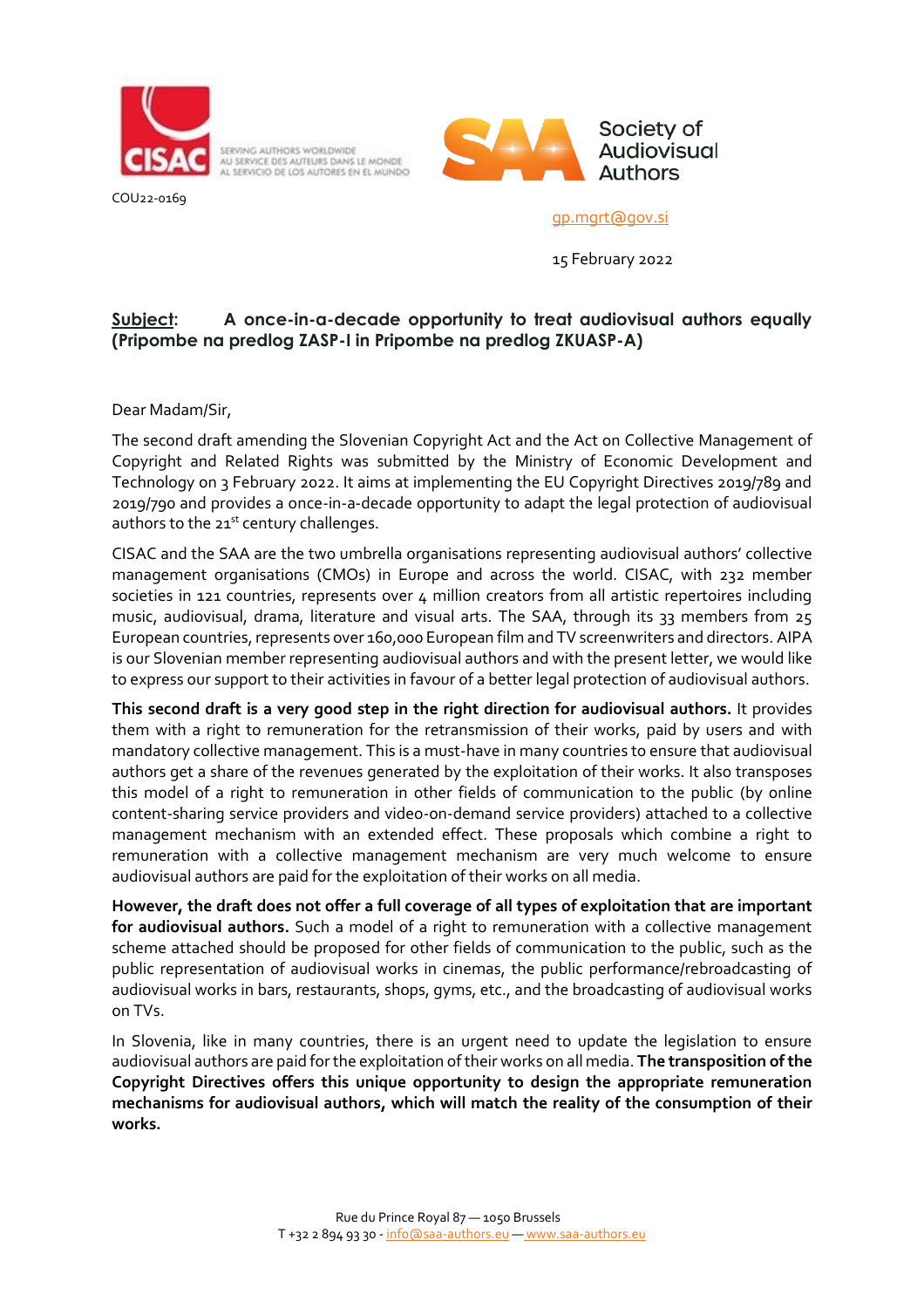COU22-0169

gp.mgrt@gov.si

15 February 2022

**Subject: A once-in-a-decade opportunity to treat audiovisual authors equally (Pripombe na predlog ZASP-I in Pripombe na predlog ZKUASP-A)**

Dear Madam/Sir,

The second draft amending the Slovenian Copyright Act and the Act on Collective Management of Copyright and Related Rights was submitted by the Ministry of Economic Development and Technology on 3 February 2022. It aims at implementing the EU Copyright Directives 2019/789 and 2019/790 and provides a once-in-a-decade opportunity to adapt the legal protection of audiovisual authors to the 21st century challenges.

CISAC and the SAA are the two umbrella organisations representing audiovisual authors' collective management organisations (CMOs) in Europe and across the world. CISAC, with 232 member societies in 121 countries, represents over 4 million creators from all artistic repertoires including music, audiovisual, drama, literature and visual arts. The SAA, through its 33 members from 25 European countries, represents over 160,000 European film and TV screenwriters and directors. AIPA is our Slovenian member representing audiovisual authors and with the present letter, we would like to express our support to their activities in favour of a better legal protection of audiovisual authors.

**This second draft is a very good step in the right direction for audiovisual authors.** It provides them with a right to remuneration for the retransmission of their works, paid by users and with mandatory collective management. This is a must-have in many countries to ensure that audiovisual authors get a share of the revenues generated by the exploitation of their works. It also transposes this model of a right to remuneration in other fields of communication to the public (by online content-sharing service providers and video-on-demand service providers) attached to a collective management mechanism with an extended effect. These proposals which combine a right to remuneration with a collective management mechanism are very much welcome to ensure audiovisual authors are paid for the exploitation of their works on all media.

**However, the draft does not offer a full coverage of all types of exploitation that are important for audiovisual authors.** Such a model of a right to remuneration with a collective management scheme attached should be proposed for other fields of communication to the public, such as the public representation of audiovisual works in cinemas, the public performance/rebroadcasting of audiovisual works in bars, restaurants, shops, gyms, etc., and the broadcasting of audiovisual works on TVs.

In Slovenia, like in many countries, there is an urgent need to update the legislation to ensure audiovisual authors are paid for the exploitation of their works on all media. **The transposition of the Copyright Directives offers this unique opportunity to design the appropriate remuneration mechanisms for audiovisual authors, which will match the reality of the consumption of their works.**

Rue du Prince Royal 87 — 1050 Brussels
T +32 2 894 93 30 - info@saa-authors.eu — www.saa-authors.eu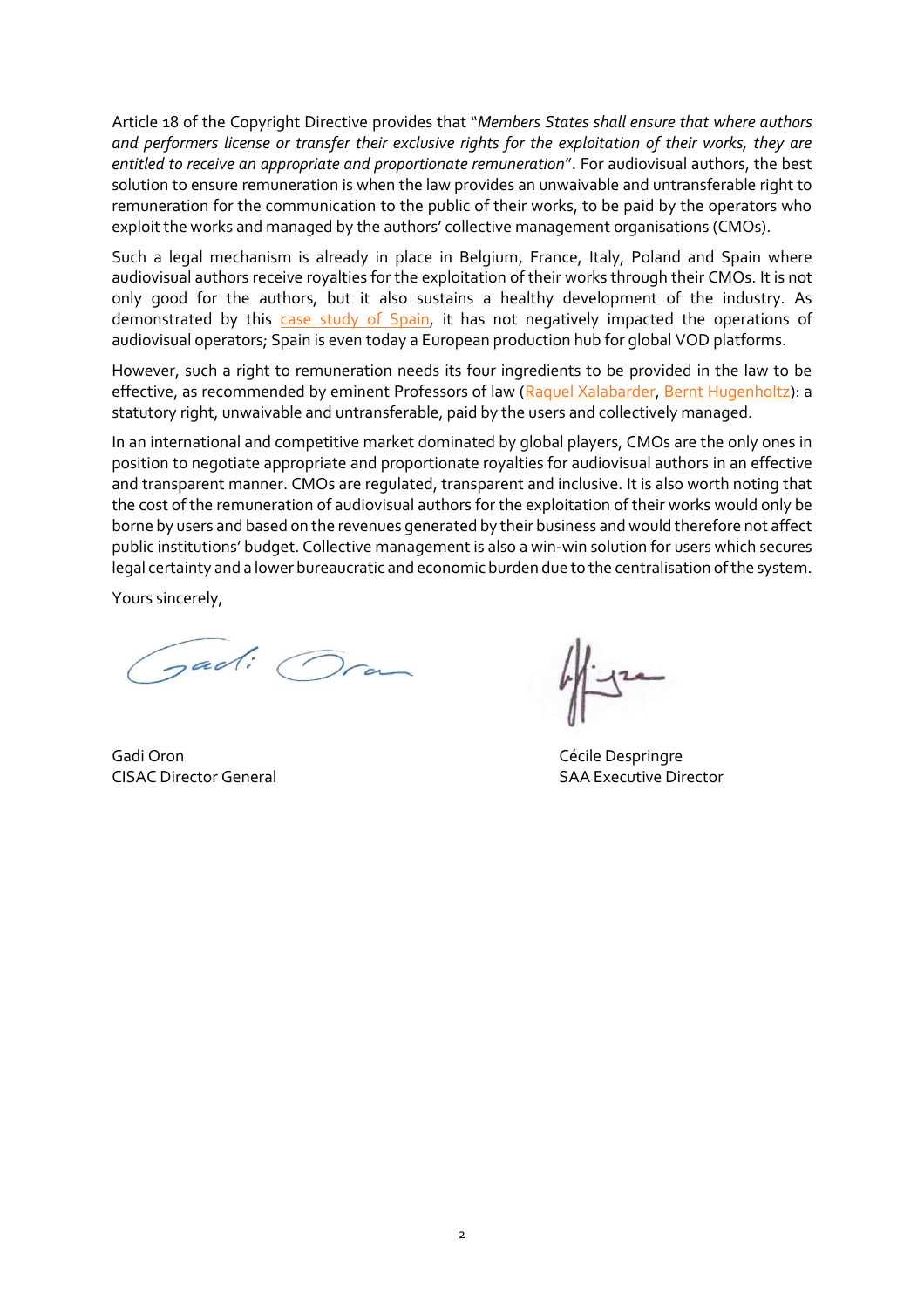Article 18 of the Copyright Directive provides that "*Members States shall ensure that where authors and performers license or transfer their exclusive rights for the exploitation of their works, they are entitled to receive an appropriate and proportionate remuneration*". For audiovisual authors, the best solution to ensure remuneration is when the law provides an unwaivable and untransferable right to remuneration for the communication to the public of their works, to be paid by the operators who exploit the works and managed by the authors' collective management organisations (CMOs).

Such a legal mechanism is already in place in Belgium, France, Italy, Poland and Spain where audiovisual authors receive royalties for the exploitation of their works through their CMOs. It is not only good for the authors, but it also sustains a healthy development of the industry. As demonstrated by this case study of Spain, it has not negatively impacted the operations of audiovisual operators; Spain is even today a European production hub for global VOD platforms.

However, such a right to remuneration needs its four ingredients to be provided in the law to be effective, as recommended by eminent Professors of law (Raquel Xalabarder, Bernt Hugenholtz): a statutory right, unwaivable and untransferable, paid by the users and collectively managed.

In an international and competitive market dominated by global players, CMOs are the only ones in position to negotiate appropriate and proportionate royalties for audiovisual authors in an effective and transparent manner. CMOs are regulated, transparent and inclusive. It is also worth noting that the cost of the remuneration of audiovisual authors for the exploitation of their works would only be borne by users and based on the revenues generated by their business and would therefore not affect public institutions' budget. Collective management is also a win-win solution for users which secures legal certainty and a lower bureaucratic and economic burden due to the centralisation of the system.

Yours sincerely,

Gadi Oron
CISAC Director General

Cécile Despringre
SAA Executive Director